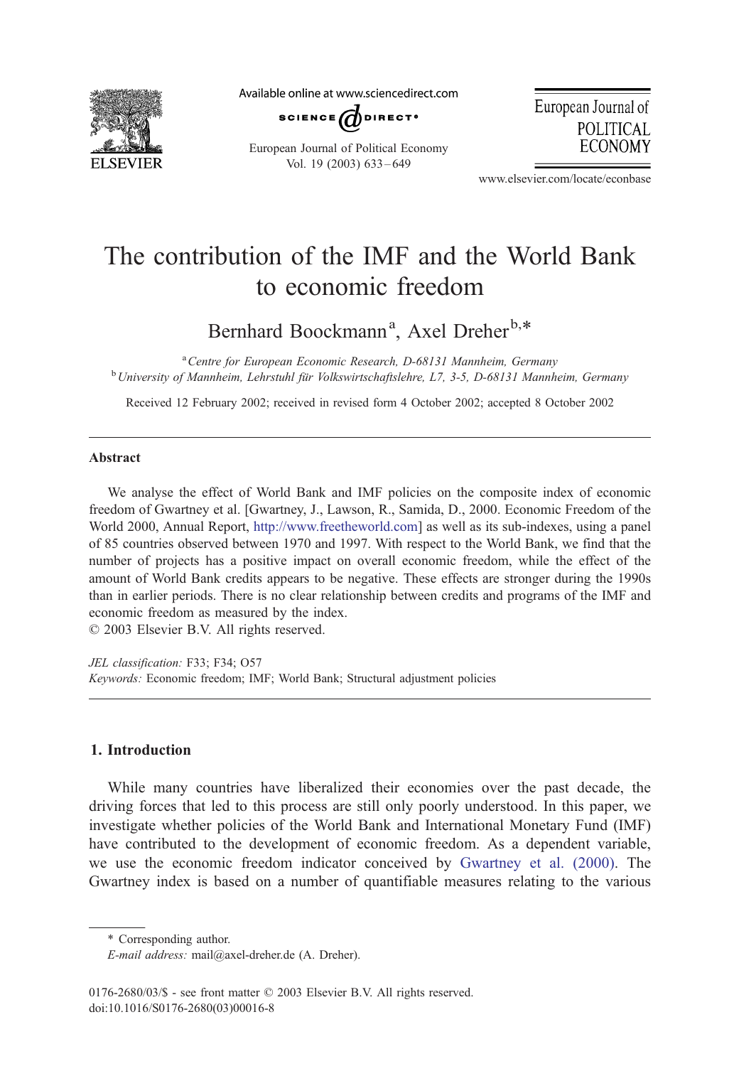# The contribution of the IMF and the World Bank to economic freedom

Bernhard Boockmann[a], Axel Dreher[b,*]

[a] *Centre for European Economic Research, D-68131 Mannheim, Germany*
[b] *University of Mannheim, Lehrstuhl für Volkswirtschaftslehre, L7, 3-5, D-68131 Mannheim, Germany*

Received 12 February 2002; received in revised form 4 October 2002; accepted 8 October 2002

## Abstract

We analyse the effect of World Bank and IMF policies on the composite index of economic freedom of Gwartney et al. [Gwartney, J., Lawson, R., Samida, D., 2000. Economic Freedom of the World 2000, Annual Report, http://www.freetheworld.com] as well as its sub-indexes, using a panel of 85 countries observed between 1970 and 1997. With respect to the World Bank, we find that the number of projects has a positive impact on overall economic freedom, while the effect of the amount of World Bank credits appears to be negative. These effects are stronger during the 1990s than in earlier periods. There is no clear relationship between credits and programs of the IMF and economic freedom as measured by the index.

© 2003 Elsevier B.V. All rights reserved.

*JEL classification:* F33; F34; O57

*Keywords:* Economic freedom; IMF; World Bank; Structural adjustment policies

## 1. Introduction

While many countries have liberalized their economies over the past decade, the driving forces that led to this process are still only poorly understood. In this paper, we investigate whether policies of the World Bank and International Monetary Fund (IMF) have contributed to the development of economic freedom. As a dependent variable, we use the economic freedom indicator conceived by Gwartney et al. (2000). The Gwartney index is based on a number of quantifiable measures relating to the various

* Corresponding author.
*E-mail address:* mail@axel-dreher.de (A. Dreher).

0176-2680/03/$ - see front matter © 2003 Elsevier B.V. All rights reserved.
doi:10.1016/S0176-2680(03)00016-8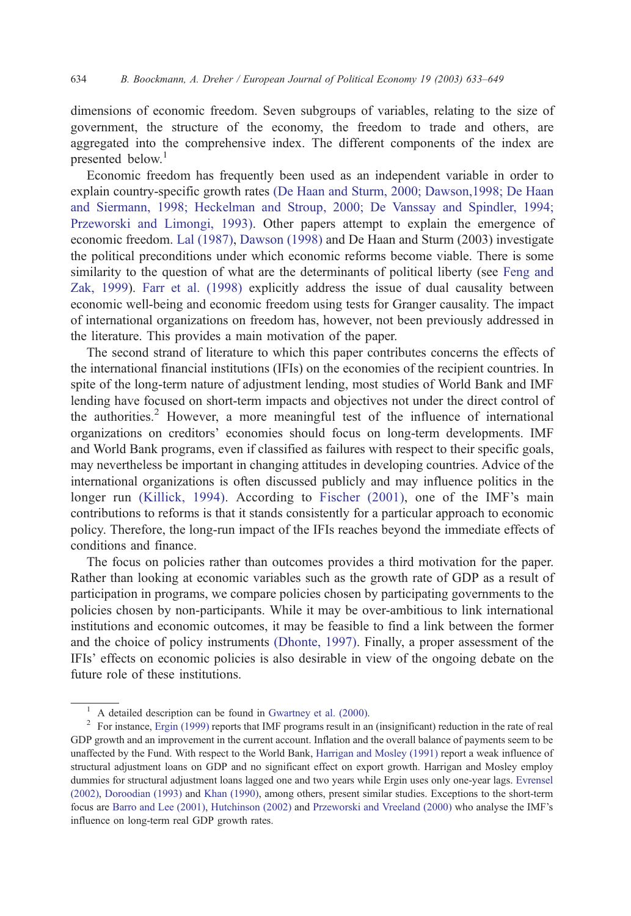dimensions of economic freedom. Seven subgroups of variables, relating to the size of government, the structure of the economy, the freedom to trade and others, are aggregated into the comprehensive index. The different components of the index are presented below.[1]

Economic freedom has frequently been used as an independent variable in order to explain country-specific growth rates (De Haan and Sturm, 2000; Dawson,1998; De Haan and Siermann, 1998; Heckelman and Stroup, 2000; De Vanssay and Spindler, 1994; Przeworski and Limongi, 1993). Other papers attempt to explain the emergence of economic freedom. Lal (1987), Dawson (1998) and De Haan and Sturm (2003) investigate the political preconditions under which economic reforms become viable. There is some similarity to the question of what are the determinants of political liberty (see Feng and Zak, 1999). Farr et al. (1998) explicitly address the issue of dual causality between economic well-being and economic freedom using tests for Granger causality. The impact of international organizations on freedom has, however, not been previously addressed in the literature. This provides a main motivation of the paper.

The second strand of literature to which this paper contributes concerns the effects of the international financial institutions (IFIs) on the economies of the recipient countries. In spite of the long-term nature of adjustment lending, most studies of World Bank and IMF lending have focused on short-term impacts and objectives not under the direct control of the authorities.[2] However, a more meaningful test of the influence of international organizations on creditors' economies should focus on long-term developments. IMF and World Bank programs, even if classified as failures with respect to their specific goals, may nevertheless be important in changing attitudes in developing countries. Advice of the international organizations is often discussed publicly and may influence politics in the longer run (Killick, 1994). According to Fischer (2001), one of the IMF's main contributions to reforms is that it stands consistently for a particular approach to economic policy. Therefore, the long-run impact of the IFIs reaches beyond the immediate effects of conditions and finance.

The focus on policies rather than outcomes provides a third motivation for the paper. Rather than looking at economic variables such as the growth rate of GDP as a result of participation in programs, we compare policies chosen by participating governments to the policies chosen by non-participants. While it may be over-ambitious to link international institutions and economic outcomes, it may be feasible to find a link between the former and the choice of policy instruments (Dhonte, 1997). Finally, a proper assessment of the IFIs' effects on economic policies is also desirable in view of the ongoing debate on the future role of these institutions.

---

[1] A detailed description can be found in Gwartney et al. (2000).

[2] For instance, Ergin (1999) reports that IMF programs result in an (insignificant) reduction in the rate of real GDP growth and an improvement in the current account. Inflation and the overall balance of payments seem to be unaffected by the Fund. With respect to the World Bank, Harrigan and Mosley (1991) report a weak influence of structural adjustment loans on GDP and no significant effect on export growth. Harrigan and Mosley employ dummies for structural adjustment loans lagged one and two years while Ergin uses only one-year lags. Evrensel (2002), Doroodian (1993) and Khan (1990), among others, present similar studies. Exceptions to the short-term focus are Barro and Lee (2001), Hutchinson (2002) and Przeworski and Vreeland (2000) who analyse the IMF's influence on long-term real GDP growth rates.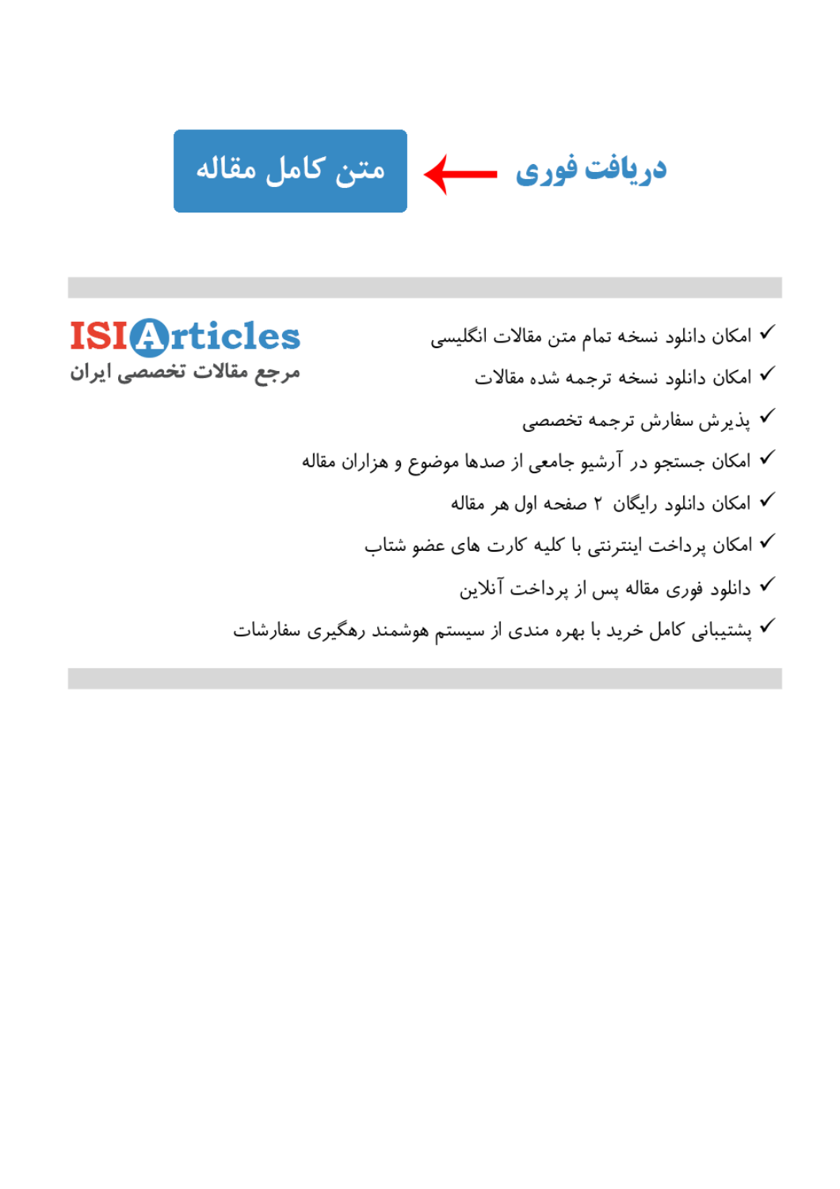دریافت فوری ← متن کامل مقاله

**ISIArticles**
مرجع مقالات تخصصی ایران

- ✓ امکان دانلود نسخه تمام متن مقالات انگلیسی
- ✓ امکان دانلود نسخه ترجمه شده مقالات
- ✓ پذیرش سفارش ترجمه تخصصی
- ✓ امکان جستجو در آرشیو جامعی از صدها موضوع و هزاران مقاله
- ✓ امکان دانلود رایگان ۲ صفحه اول هر مقاله
- ✓ امکان پرداخت اینترنتی با کلیه کارت های عضو شتاب
- ✓ دانلود فوری مقاله پس از پرداخت آنلاین
- ✓ پشتیبانی کامل خرید با بهره مندی از سیستم هوشمند رهگیری سفارشات